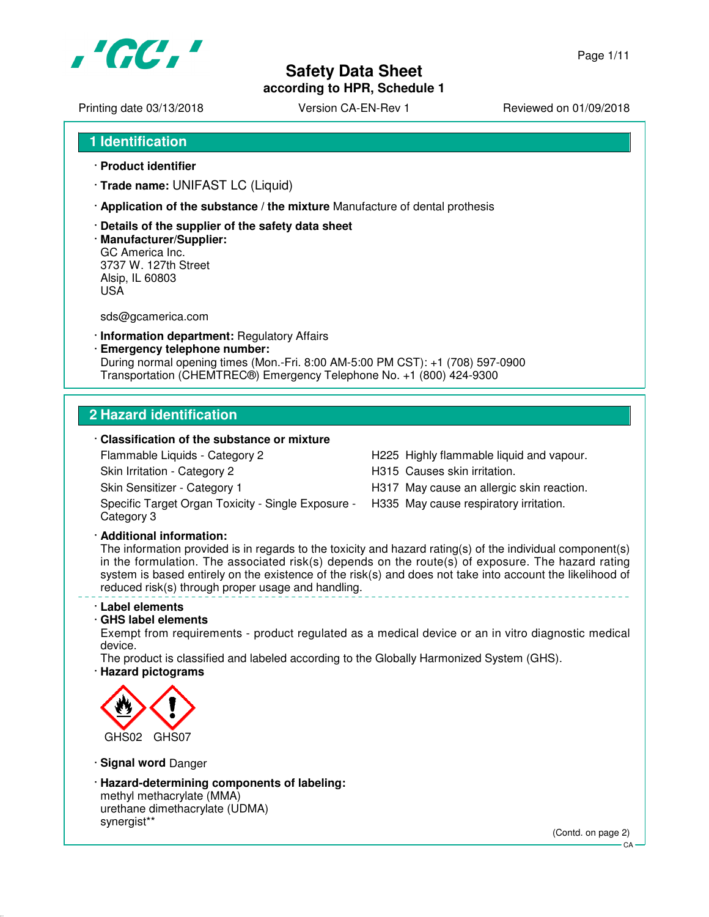# Safety Data Sheet

**according to HPR, Schedule 1**

Printing date 03/13/2018 | Version CA-EN-Rev 1 | Reviewed on 01/09/2018

## 1 Identification

- **Product identifier**
- **Trade name:** UNIFAST LC (Liquid)
- **Application of the substance / the mixture** Manufacture of dental prosthesis
- **Details of the supplier of the safety data sheet**
- **Manufacturer/Supplier:**
  GC America Inc.
  3737 W. 127th Street
  Alsip, IL 60803
  USA

  sds@gcamerica.com
- **Information department:** Regulatory Affairs
- **Emergency telephone number:**
  During normal opening times (Mon.-Fri. 8:00 AM-5:00 PM CST): +1 (708) 597-0900
  Transportation (CHEMTREC®) Emergency Telephone No. +1 (800) 424-9300

## 2 Hazard identification

- **Classification of the substance or mixture**

| Classification | Hazard statement |
|---|---|
| Flammable Liquids - Category 2 | H225 Highly flammable liquid and vapour. |
| Skin Irritation - Category 2 | H315 Causes skin irritation. |
| Skin Sensitizer - Category 1 | H317 May cause an allergic skin reaction. |
| Specific Target Organ Toxicity - Single Exposure - Category 3 | H335 May cause respiratory irritation. |

- **Additional information:**
  The information provided is in regards to the toxicity and hazard rating(s) of the individual component(s) in the formulation. The associated risk(s) depends on the route(s) of exposure. The hazard rating system is based entirely on the existence of the risk(s) and does not take into account the likelihood of reduced risk(s) through proper usage and handling.

---

- **Label elements**
- **GHS label elements**
  Exempt from requirements - product regulated as a medical device or an in vitro diagnostic medical device.
  The product is classified and labeled according to the Globally Harmonized System (GHS).
- **Hazard pictograms**

  GHS02 GHS07

- **Signal word** Danger
- **Hazard-determining components of labeling:**
  methyl methacrylate (MMA)
  urethane dimethacrylate (UDMA)
  synergist**

(Contd. on page 2)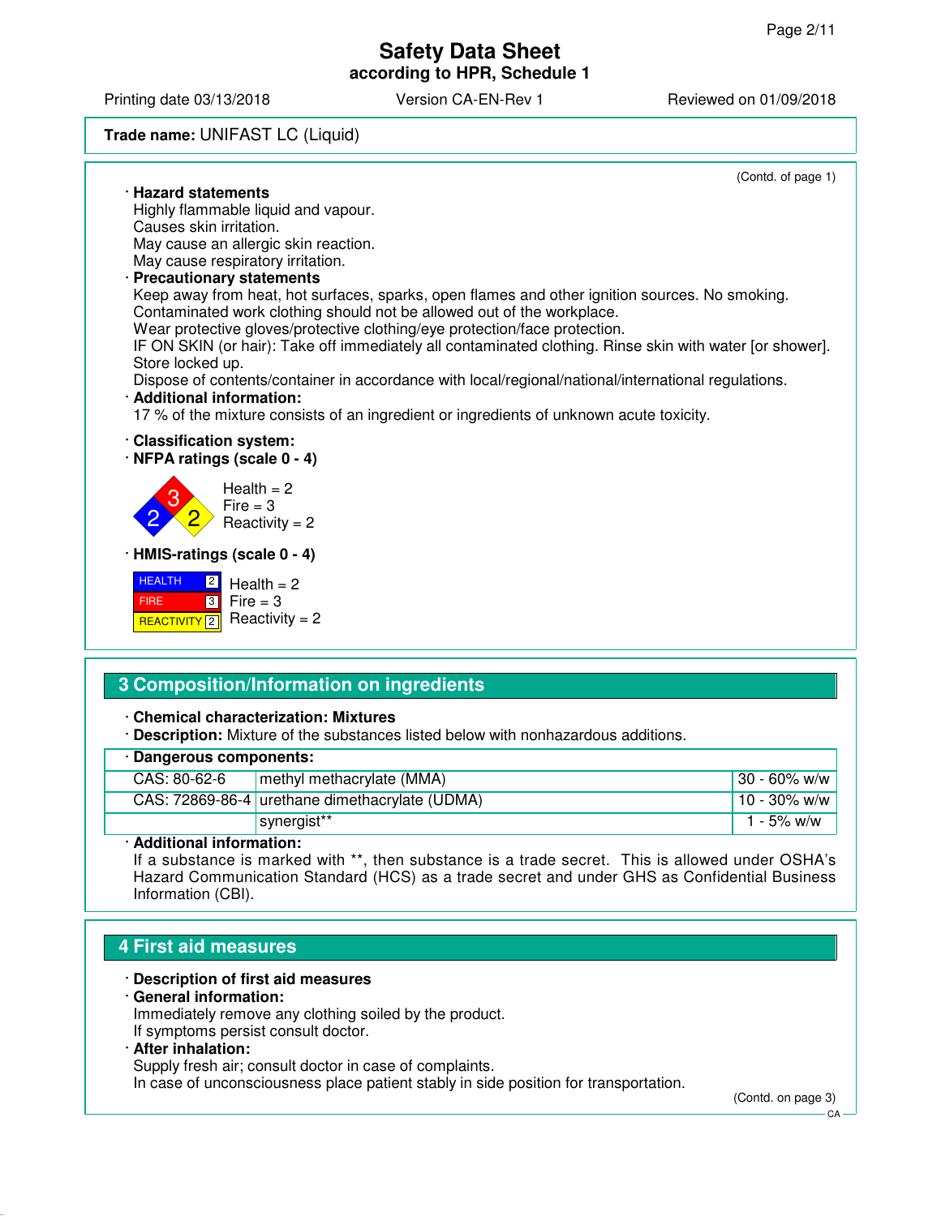**Trade name:** UNIFAST LC (Liquid)

(Contd. of page 1)

· **Hazard statements**
Highly flammable liquid and vapour.
Causes skin irritation.
May cause an allergic skin reaction.
May cause respiratory irritation.

· **Precautionary statements**
Keep away from heat, hot surfaces, sparks, open flames and other ignition sources. No smoking.
Contaminated work clothing should not be allowed out of the workplace.
Wear protective gloves/protective clothing/eye protection/face protection.
IF ON SKIN (or hair): Take off immediately all contaminated clothing. Rinse skin with water [or shower].
Store locked up.
Dispose of contents/container in accordance with local/regional/national/international regulations.

· **Additional information:**
17 % of the mixture consists of an ingredient or ingredients of unknown acute toxicity.

· **Classification system:**

· **NFPA ratings (scale 0 - 4)**

Health = 2
Fire = 3
Reactivity = 2

· **HMIS-ratings (scale 0 - 4)**

| HEALTH | 2 | Health = 2 |
|---|---|---|
| FIRE | 3 | Fire = 3 |
| REACTIVITY | 2 | Reactivity = 2 |

## 3 Composition/Information on ingredients

· **Chemical characterization: Mixtures**

· **Description:** Mixture of the substances listed below with nonhazardous additions.

· **Dangerous components:**

| | | |
|---|---|---|
| CAS: 80-62-6 | methyl methacrylate (MMA) | 30 - 60% w/w |
| CAS: 72869-86-4 | urethane dimethacrylate (UDMA) | 10 - 30% w/w |
| | synergist** | 1 - 5% w/w |

· **Additional information:**
If a substance is marked with **, then substance is a trade secret. This is allowed under OSHA's Hazard Communication Standard (HCS) as a trade secret and under GHS as Confidential Business Information (CBI).

## 4 First aid measures

· **Description of first aid measures**

· **General information:**
Immediately remove any clothing soiled by the product.
If symptoms persist consult doctor.

· **After inhalation:**
Supply fresh air; consult doctor in case of complaints.
In case of unconsciousness place patient stably in side position for transportation.

(Contd. on page 3)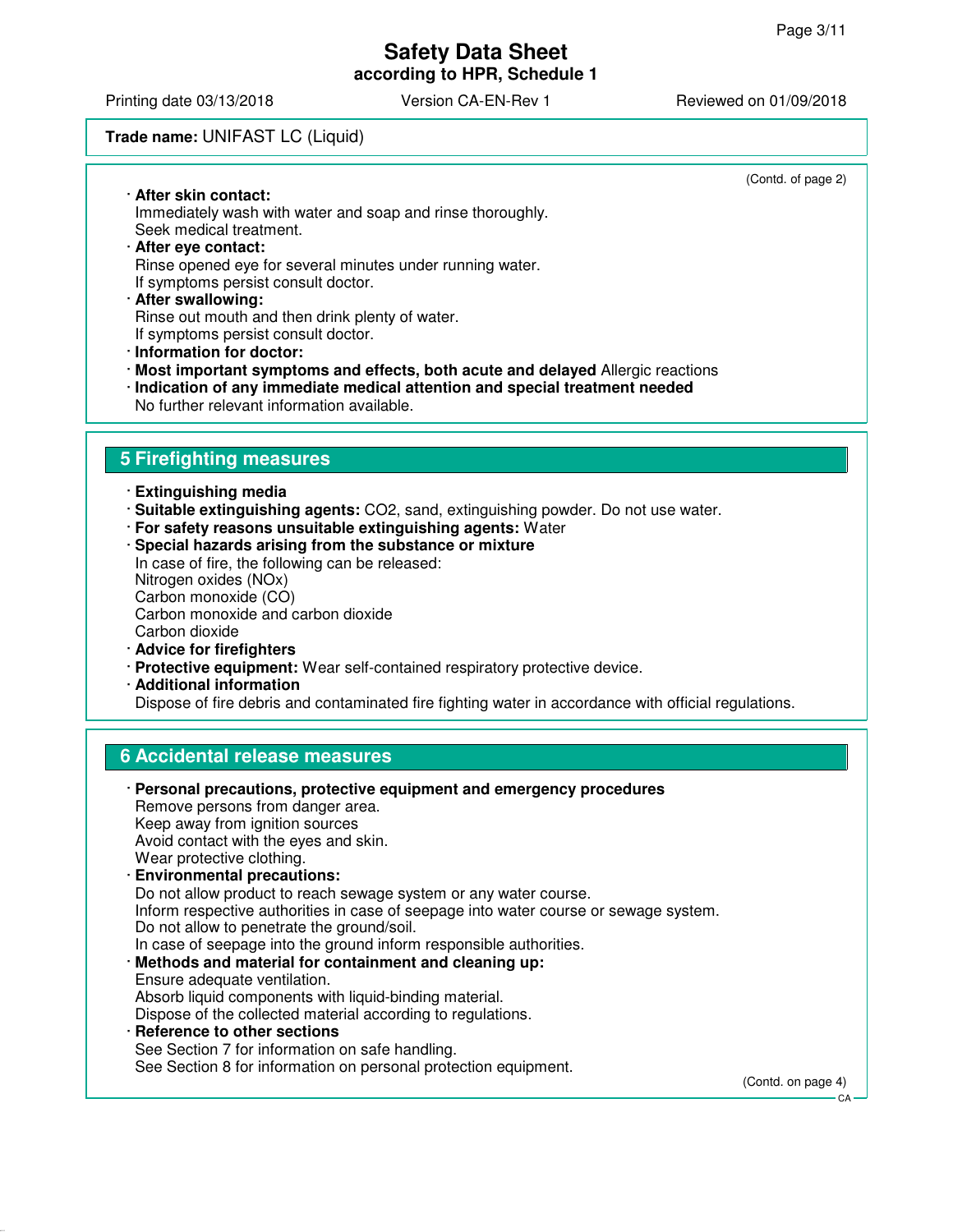**Trade name:** UNIFAST LC (Liquid)

(Contd. of page 2)

· **After skin contact:**
Immediately wash with water and soap and rinse thoroughly.
Seek medical treatment.

· **After eye contact:**
Rinse opened eye for several minutes under running water.
If symptoms persist consult doctor.

· **After swallowing:**
Rinse out mouth and then drink plenty of water.
If symptoms persist consult doctor.

· **Information for doctor:**

· **Most important symptoms and effects, both acute and delayed** Allergic reactions

· **Indication of any immediate medical attention and special treatment needed**
No further relevant information available.

## 5 Firefighting measures

· **Extinguishing media**

· **Suitable extinguishing agents:** $CO_2$, sand, extinguishing powder. Do not use water.

· **For safety reasons unsuitable extinguishing agents:** Water

· **Special hazards arising from the substance or mixture**
In case of fire, the following can be released:
Nitrogen oxides (NOx)
Carbon monoxide (CO)
Carbon monoxide and carbon dioxide
Carbon dioxide

· **Advice for firefighters**

· **Protective equipment:** Wear self-contained respiratory protective device.

· **Additional information**
Dispose of fire debris and contaminated fire fighting water in accordance with official regulations.

## 6 Accidental release measures

· **Personal precautions, protective equipment and emergency procedures**
Remove persons from danger area.
Keep away from ignition sources
Avoid contact with the eyes and skin.
Wear protective clothing.

· **Environmental precautions:**
Do not allow product to reach sewage system or any water course.
Inform respective authorities in case of seepage into water course or sewage system.
Do not allow to penetrate the ground/soil.
In case of seepage into the ground inform responsible authorities.

· **Methods and material for containment and cleaning up:**
Ensure adequate ventilation.
Absorb liquid components with liquid-binding material.
Dispose of the collected material according to regulations.

· **Reference to other sections**
See Section 7 for information on safe handling.
See Section 8 for information on personal protection equipment.

(Contd. on page 4)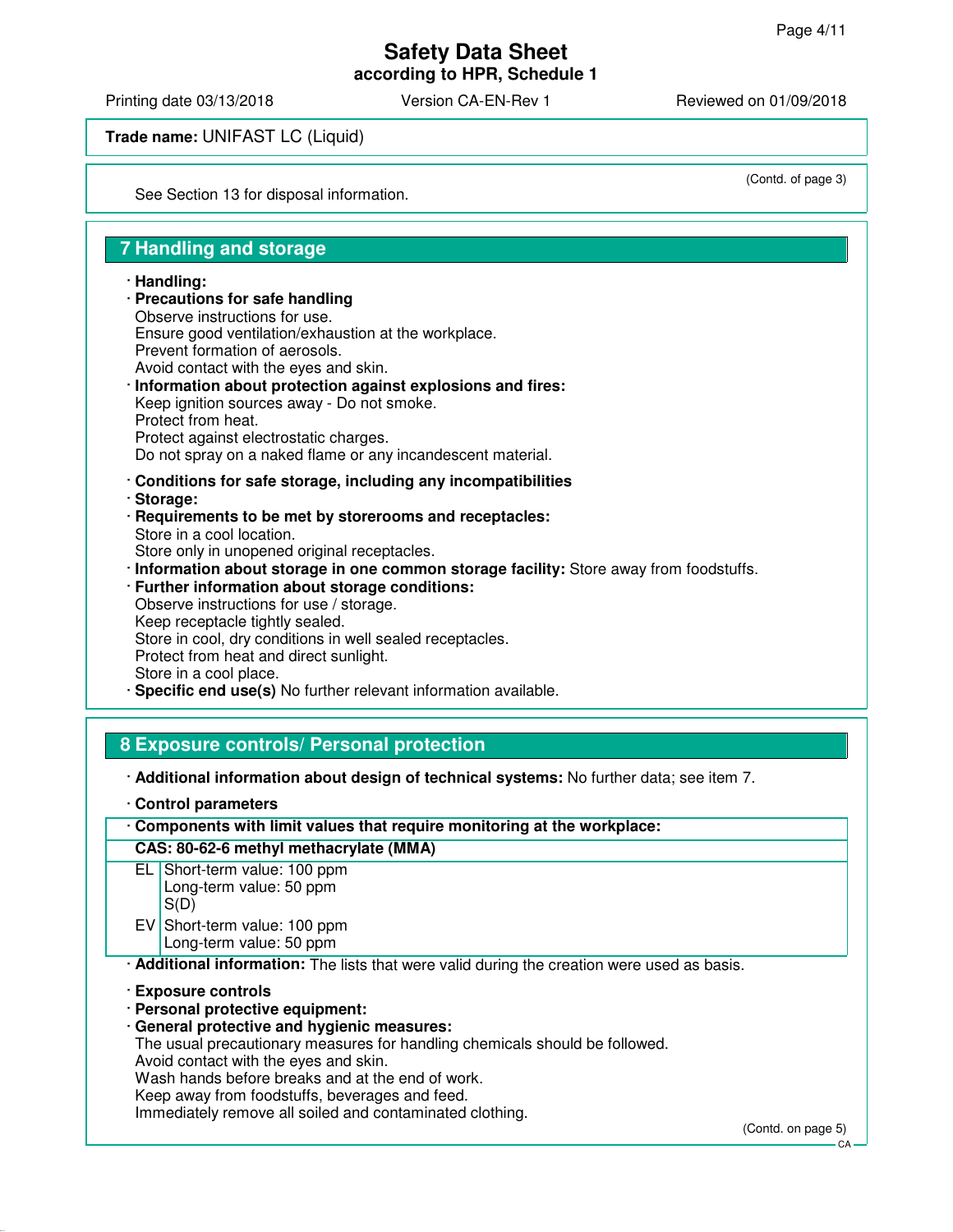**Trade name:** UNIFAST LC (Liquid)

(Contd. of page 3)

See Section 13 for disposal information.

## 7 Handling and storage

· **Handling:**
· **Precautions for safe handling**
Observe instructions for use.
Ensure good ventilation/exhaustion at the workplace.
Prevent formation of aerosols.
Avoid contact with the eyes and skin.
· **Information about protection against explosions and fires:**
Keep ignition sources away - Do not smoke.
Protect from heat.
Protect against electrostatic charges.
Do not spray on a naked flame or any incandescent material.

· **Conditions for safe storage, including any incompatibilities**
· **Storage:**
· **Requirements to be met by storerooms and receptacles:**
Store in a cool location.
Store only in unopened original receptacles.
· **Information about storage in one common storage facility:** Store away from foodstuffs.
· **Further information about storage conditions:**
Observe instructions for use / storage.
Keep receptacle tightly sealed.
Store in cool, dry conditions in well sealed receptacles.
Protect from heat and direct sunlight.
Store in a cool place.
· **Specific end use(s)** No further relevant information available.

## 8 Exposure controls/ Personal protection

· **Additional information about design of technical systems:** No further data; see item 7.

· **Control parameters**

| · Components with limit values that require monitoring at the workplace: | |
|---|---|
| **CAS: 80-62-6 methyl methacrylate (MMA)** | |
| EL | Short-term value: 100 ppm<br>Long-term value: 50 ppm<br>S(D) |
| EV | Short-term value: 100 ppm<br>Long-term value: 50 ppm |

· **Additional information:** The lists that were valid during the creation were used as basis.

· **Exposure controls**
· **Personal protective equipment:**
· **General protective and hygienic measures:**
The usual precautionary measures for handling chemicals should be followed.
Avoid contact with the eyes and skin.
Wash hands before breaks and at the end of work.
Keep away from foodstuffs, beverages and feed.
Immediately remove all soiled and contaminated clothing.

(Contd. on page 5)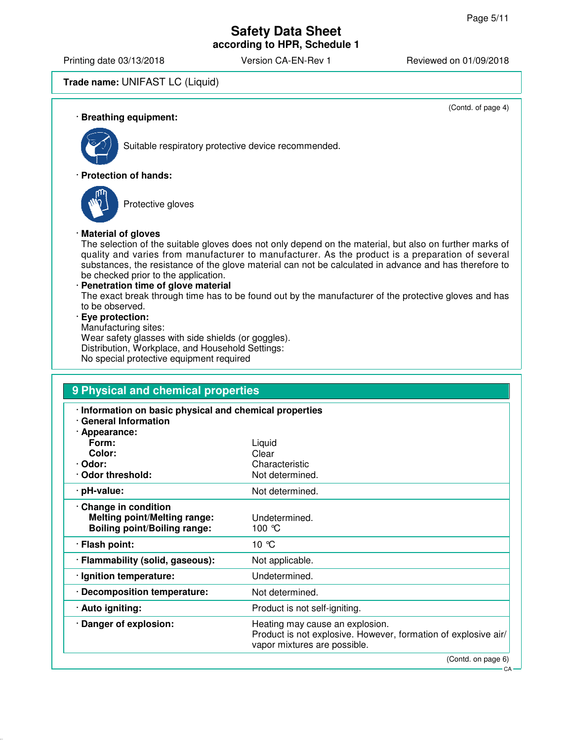**Trade name:** UNIFAST LC (Liquid)

(Contd. of page 4)

· **Breathing equipment:**

Suitable respiratory protective device recommended.

· **Protection of hands:**

Protective gloves

· **Material of gloves**

The selection of the suitable gloves does not only depend on the material, but also on further marks of quality and varies from manufacturer to manufacturer. As the product is a preparation of several substances, the resistance of the glove material can not be calculated in advance and has therefore to be checked prior to the application.

· **Penetration time of glove material**

The exact break through time has to be found out by the manufacturer of the protective gloves and has to be observed.

· **Eye protection:**

Manufacturing sites:
Wear safety glasses with side shields (or goggles).
Distribution, Workplace, and Household Settings:
No special protective equipment required

## 9 Physical and chemical properties

| | |
|---|---|
| · **Information on basic physical and chemical properties** | |
| · **General Information** | |
| · **Appearance:** | |
| **Form:** | Liquid |
| **Color:** | Clear |
| · **Odor:** | Characteristic |
| · **Odor threshold:** | Not determined. |
| · **pH-value:** | Not determined. |
| · **Change in condition** | |
| **Melting point/Melting range:** | Undetermined. |
| **Boiling point/Boiling range:** | 100 °C |
| · **Flash point:** | 10 °C |
| · **Flammability (solid, gaseous):** | Not applicable. |
| · **Ignition temperature:** | Undetermined. |
| · **Decomposition temperature:** | Not determined. |
| · **Auto igniting:** | Product is not self-igniting. |
| · **Danger of explosion:** | Heating may cause an explosion. Product is not explosive. However, formation of explosive air/ vapor mixtures are possible. |

(Contd. on page 6)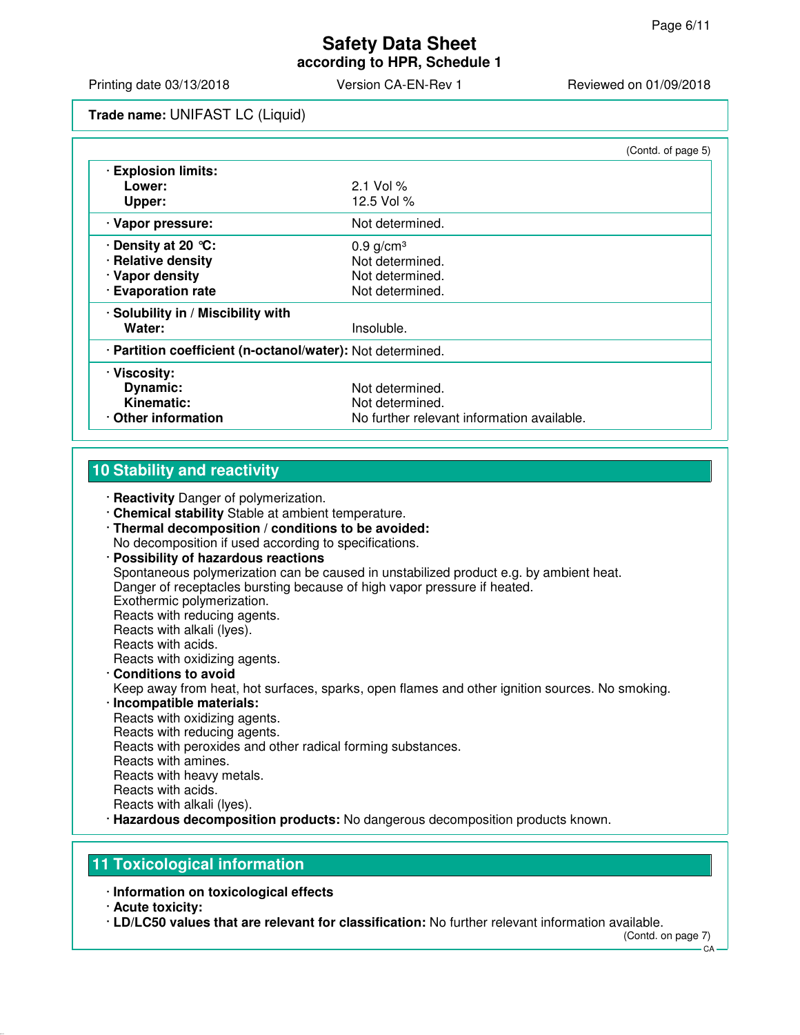**Trade name:** UNIFAST LC (Liquid)

(Contd. of page 5)

| | |
|---|---|
| · **Explosion limits:** | |
| **Lower:** | 2.1 Vol % |
| **Upper:** | 12.5 Vol % |
| · **Vapor pressure:** | Not determined. |
| · **Density at 20 °C:** | 0.9 g/cm³ |
| · **Relative density** | Not determined. |
| · **Vapor density** | Not determined. |
| · **Evaporation rate** | Not determined. |
| · **Solubility in / Miscibility with** | |
| **Water:** | Insoluble. |
| · **Partition coefficient (n-octanol/water):** | Not determined. |
| · **Viscosity:** | |
| **Dynamic:** | Not determined. |
| **Kinematic:** | Not determined. |
| · **Other information** | No further relevant information available. |

## 10 Stability and reactivity

· **Reactivity** Danger of polymerization.
· **Chemical stability** Stable at ambient temperature.
· **Thermal decomposition / conditions to be avoided:**
No decomposition if used according to specifications.
· **Possibility of hazardous reactions**
Spontaneous polymerization can be caused in unstabilized product e.g. by ambient heat.
Danger of receptacles bursting because of high vapor pressure if heated.
Exothermic polymerization.
Reacts with reducing agents.
Reacts with alkali (lyes).
Reacts with acids.
Reacts with oxidizing agents.
· **Conditions to avoid**
Keep away from heat, hot surfaces, sparks, open flames and other ignition sources. No smoking.
· **Incompatible materials:**
Reacts with oxidizing agents.
Reacts with reducing agents.
Reacts with peroxides and other radical forming substances.
Reacts with amines.
Reacts with heavy metals.
Reacts with acids.
Reacts with alkali (lyes).
· **Hazardous decomposition products:** No dangerous decomposition products known.

## 11 Toxicological information

· **Information on toxicological effects**
· **Acute toxicity:**
· **LD/LC50 values that are relevant for classification:** No further relevant information available.

(Contd. on page 7)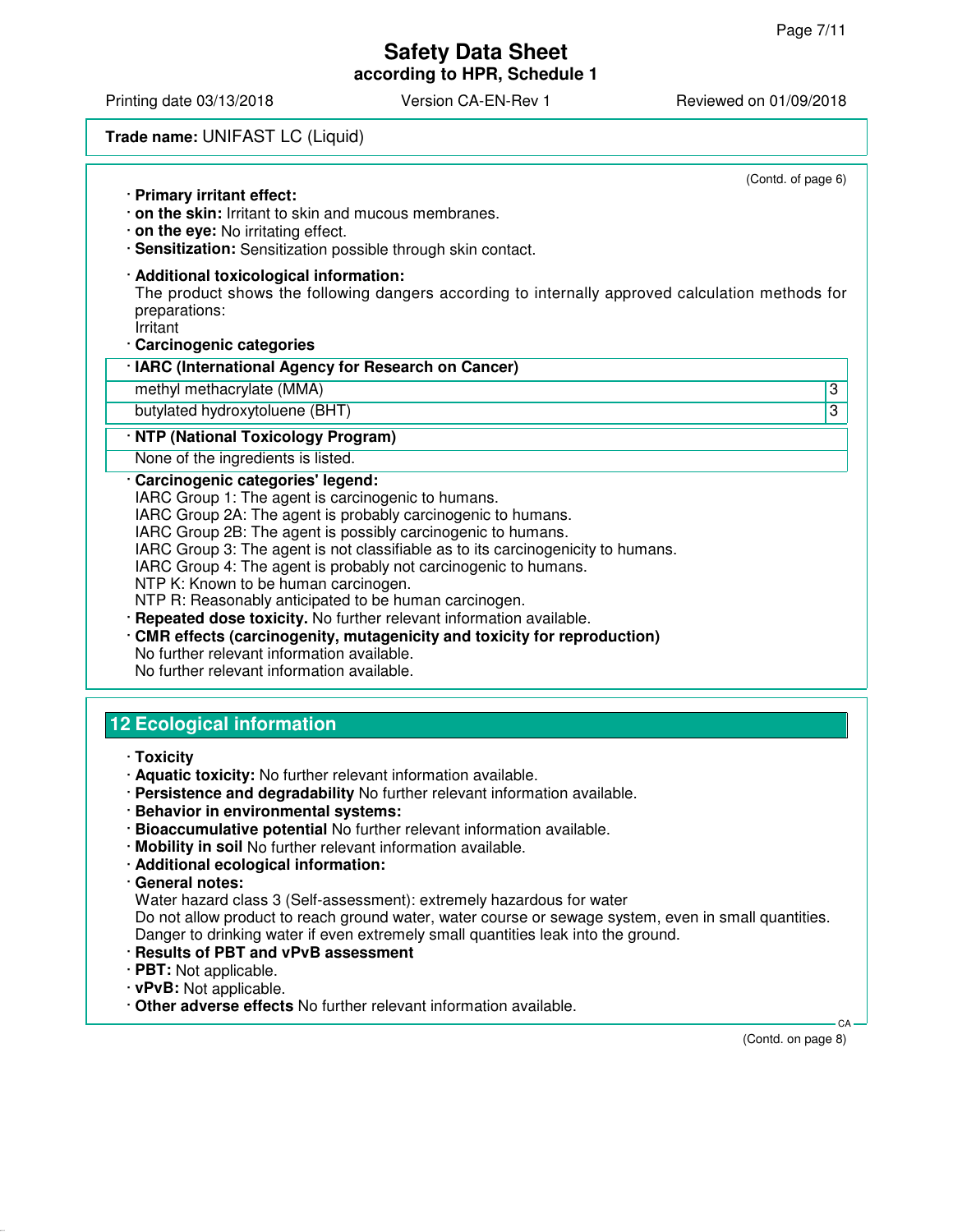**Trade name:** UNIFAST LC (Liquid)

(Contd. of page 6)

· **Primary irritant effect:**
· **on the skin:** Irritant to skin and mucous membranes.
· **on the eye:** No irritating effect.
· **Sensitization:** Sensitization possible through skin contact.

· **Additional toxicological information:**
The product shows the following dangers according to internally approved calculation methods for preparations:
Irritant

· **Carcinogenic categories**

| · IARC (International Agency for Research on Cancer) | |
|---|---|
| methyl methacrylate (MMA) | 3 |
| butylated hydroxytoluene (BHT) | 3 |

| · NTP (National Toxicology Program) |
|---|
| None of the ingredients is listed. |

· **Carcinogenic categories' legend:**
IARC Group 1: The agent is carcinogenic to humans.
IARC Group 2A: The agent is probably carcinogenic to humans.
IARC Group 2B: The agent is possibly carcinogenic to humans.
IARC Group 3: The agent is not classifiable as to its carcinogenicity to humans.
IARC Group 4: The agent is probably not carcinogenic to humans.
NTP K: Known to be human carcinogen.
NTP R: Reasonably anticipated to be human carcinogen.
· **Repeated dose toxicity.** No further relevant information available.
· **CMR effects (carcinogenity, mutagenicity and toxicity for reproduction)**
No further relevant information available.
No further relevant information available.

## 12 Ecological information

· **Toxicity**
· **Aquatic toxicity:** No further relevant information available.
· **Persistence and degradability** No further relevant information available.
· **Behavior in environmental systems:**
· **Bioaccumulative potential** No further relevant information available.
· **Mobility in soil** No further relevant information available.
· **Additional ecological information:**
· **General notes:**
Water hazard class 3 (Self-assessment): extremely hazardous for water
Do not allow product to reach ground water, water course or sewage system, even in small quantities.
Danger to drinking water if even extremely small quantities leak into the ground.
· **Results of PBT and vPvB assessment**
· **PBT:** Not applicable.
· **vPvB:** Not applicable.
· **Other adverse effects** No further relevant information available.

(Contd. on page 8)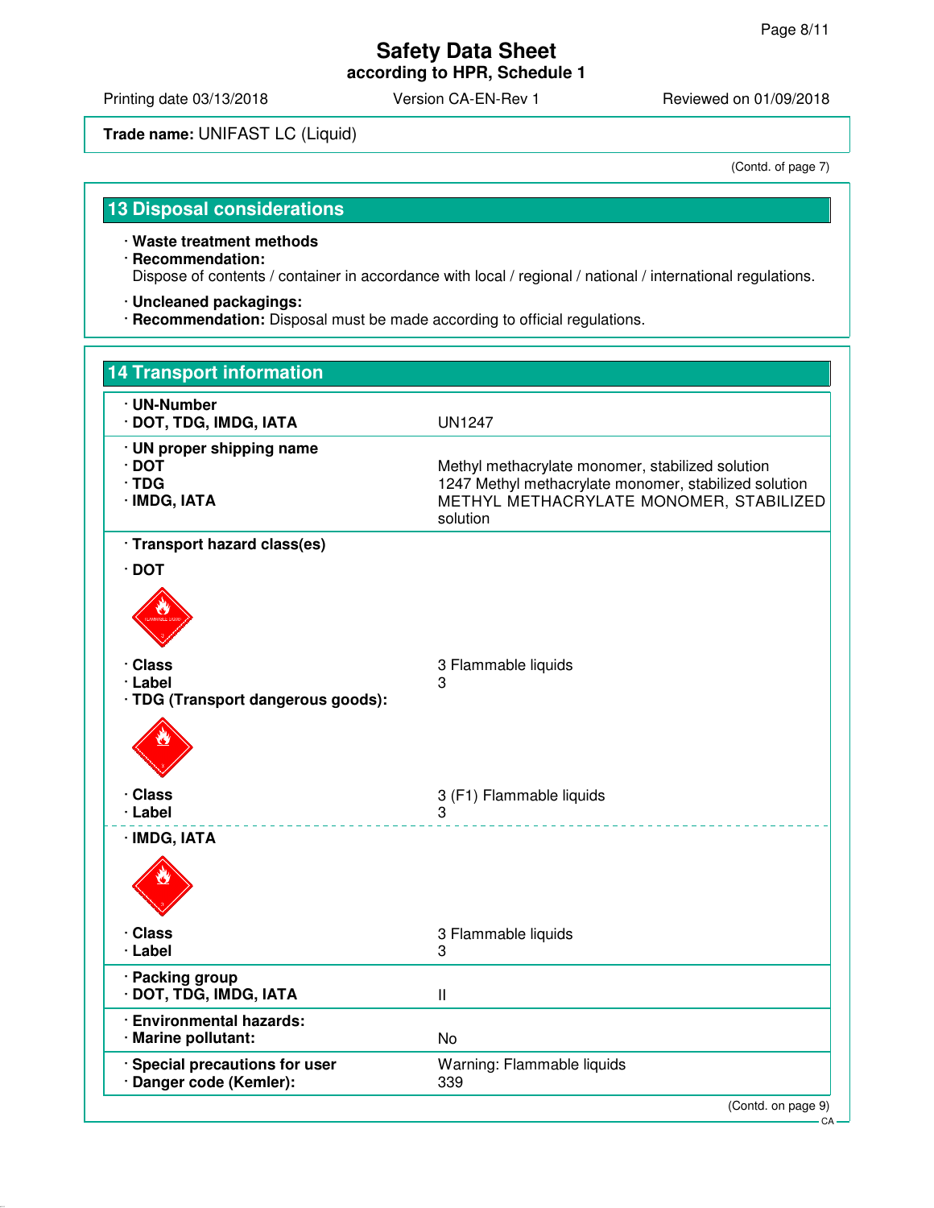**Safety Data Sheet**
**according to HPR, Schedule 1**

Printing date 03/13/2018 | Version CA-EN-Rev 1 | Reviewed on 01/09/2018

**Trade name:** UNIFAST LC (Liquid)

(Contd. of page 7)

## 13 Disposal considerations

- **Waste treatment methods**
- **Recommendation:**
  Dispose of contents / container in accordance with local / regional / national / international regulations.
- **Uncleaned packagings:**
- **Recommendation:** Disposal must be made according to official regulations.

## 14 Transport information

- **UN-Number**
- **DOT, TDG, IMDG, IATA** — UN1247

- **UN proper shipping name**
- **DOT** — Methyl methacrylate monomer, stabilized solution
- **TDG** — 1247 Methyl methacrylate monomer, stabilized solution
- **IMDG, IATA** — METHYL METHACRYLATE MONOMER, STABILIZED solution

- **Transport hazard class(es)**

- **DOT**
- **Class** — 3 Flammable liquids
- **Label** — 3

- **TDG (Transport dangerous goods):**
- **Class** — 3 (F1) Flammable liquids
- **Label** — 3

- **IMDG, IATA**
- **Class** — 3 Flammable liquids
- **Label** — 3

- **Packing group**
- **DOT, TDG, IMDG, IATA** — II

- **Environmental hazards:**
- **Marine pollutant:** — No

- **Special precautions for user** — Warning: Flammable liquids
- **Danger code (Kemler):** — 339

(Contd. on page 9)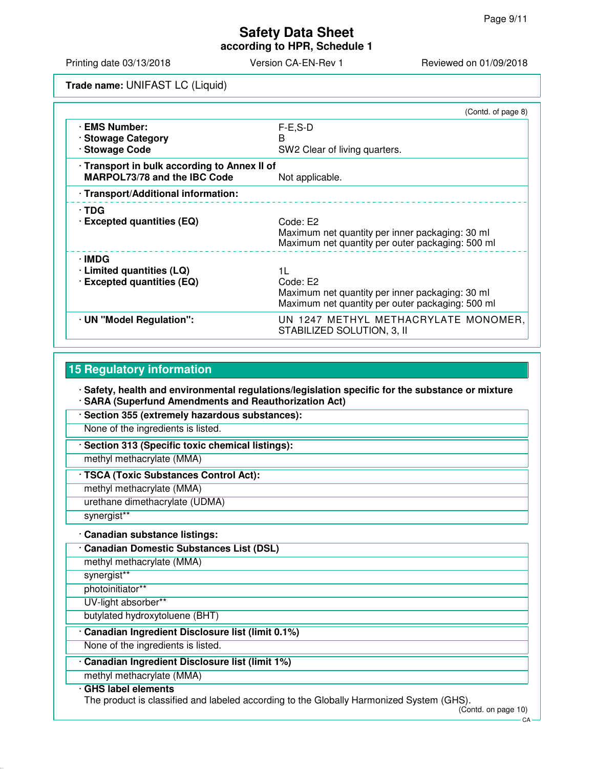**Trade name:** UNIFAST LC (Liquid)

(Contd. of page 8)

| | |
|---|---|
| · **EMS Number:** | F-E,S-D |
| · **Stowage Category** | B |
| · **Stowage Code** | SW2 Clear of living quarters. |
| · **Transport in bulk according to Annex II of MARPOL73/78 and the IBC Code** | Not applicable. |
| · **Transport/Additional information:** | |
| · **TDG** | |
| · **Excepted quantities (EQ)** | Code: E2<br>Maximum net quantity per inner packaging: 30 ml<br>Maximum net quantity per outer packaging: 500 ml |
| · **IMDG** | |
| · **Limited quantities (LQ)** | 1L |
| · **Excepted quantities (EQ)** | Code: E2<br>Maximum net quantity per inner packaging: 30 ml<br>Maximum net quantity per outer packaging: 500 ml |
| · **UN "Model Regulation":** | UN 1247 METHYL METHACRYLATE MONOMER, STABILIZED SOLUTION, 3, II |

## 15 Regulatory information

· **Safety, health and environmental regulations/legislation specific for the substance or mixture**
· **SARA (Superfund Amendments and Reauthorization Act)**

· **Section 355 (extremely hazardous substances):**
None of the ingredients is listed.

· **Section 313 (Specific toxic chemical listings):**
methyl methacrylate (MMA)

· **TSCA (Toxic Substances Control Act):**
methyl methacrylate (MMA)
urethane dimethacrylate (UDMA)
synergist**

· **Canadian substance listings:**

· **Canadian Domestic Substances List (DSL)**
methyl methacrylate (MMA)
synergist**
photoinitiator**
UV-light absorber**
butylated hydroxytoluene (BHT)

· **Canadian Ingredient Disclosure list (limit 0.1%)**
None of the ingredients is listed.

· **Canadian Ingredient Disclosure list (limit 1%)**
methyl methacrylate (MMA)

· **GHS label elements**
The product is classified and labeled according to the Globally Harmonized System (GHS).

(Contd. on page 10)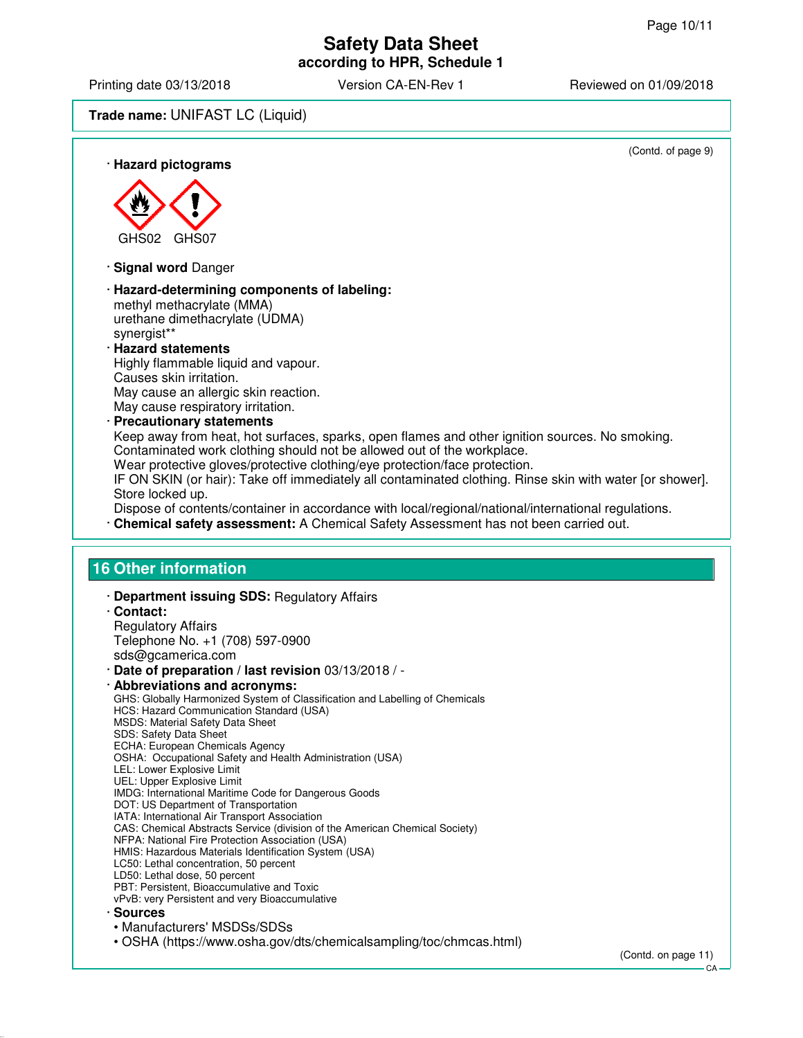**Trade name:** UNIFAST LC (Liquid)

(Contd. of page 9)

· **Hazard pictograms**

GHS02 GHS07

· **Signal word** Danger

· **Hazard-determining components of labeling:**
methyl methacrylate (MMA)
urethane dimethacrylate (UDMA)
synergist**

· **Hazard statements**
Highly flammable liquid and vapour.
Causes skin irritation.
May cause an allergic skin reaction.
May cause respiratory irritation.

· **Precautionary statements**
Keep away from heat, hot surfaces, sparks, open flames and other ignition sources. No smoking.
Contaminated work clothing should not be allowed out of the workplace.
Wear protective gloves/protective clothing/eye protection/face protection.
IF ON SKIN (or hair): Take off immediately all contaminated clothing. Rinse skin with water [or shower].
Store locked up.
Dispose of contents/container in accordance with local/regional/national/international regulations.

· **Chemical safety assessment:** A Chemical Safety Assessment has not been carried out.

## 16 Other information

· **Department issuing SDS:** Regulatory Affairs

· **Contact:**
Regulatory Affairs
Telephone No. +1 (708) 597-0900
sds@gcamerica.com

· **Date of preparation / last revision** 03/13/2018 / -

· **Abbreviations and acronyms:**
GHS: Globally Harmonized System of Classification and Labelling of Chemicals
HCS: Hazard Communication Standard (USA)
MSDS: Material Safety Data Sheet
SDS: Safety Data Sheet
ECHA: European Chemicals Agency
OSHA: Occupational Safety and Health Administration (USA)
LEL: Lower Explosive Limit
UEL: Upper Explosive Limit
IMDG: International Maritime Code for Dangerous Goods
DOT: US Department of Transportation
IATA: International Air Transport Association
CAS: Chemical Abstracts Service (division of the American Chemical Society)
NFPA: National Fire Protection Association (USA)
HMIS: Hazardous Materials Identification System (USA)
LC50: Lethal concentration, 50 percent
LD50: Lethal dose, 50 percent
PBT: Persistent, Bioaccumulative and Toxic
vPvB: very Persistent and very Bioaccumulative

· **Sources**
• Manufacturers' MSDSs/SDSs
• OSHA (https://www.osha.gov/dts/chemicalsampling/toc/chmcas.html)

(Contd. on page 11)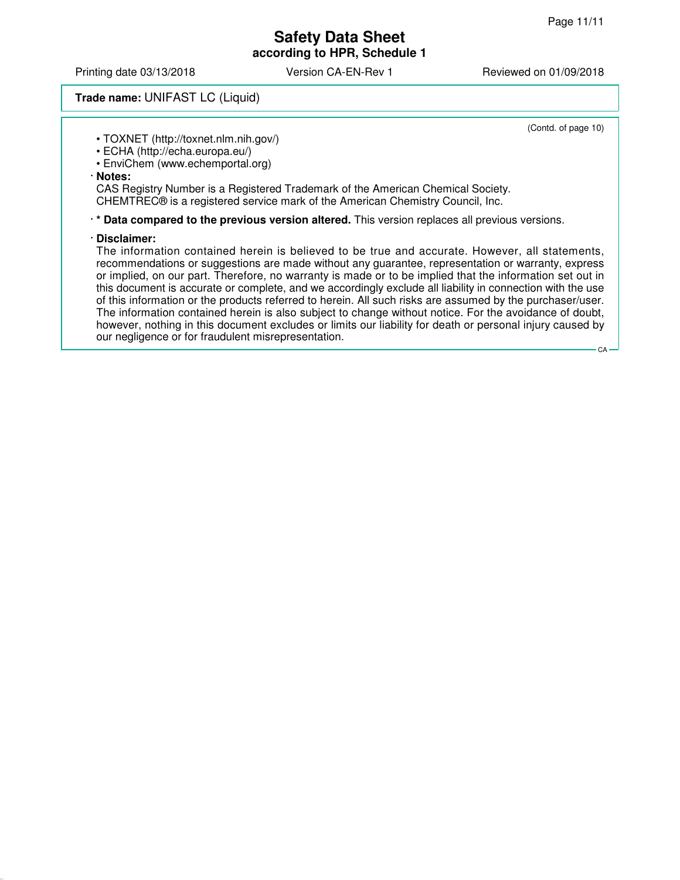(Contd. of page 10)

- TOXNET (http://toxnet.nlm.nih.gov/)
- ECHA (http://echa.europa.eu/)
- EnviChem (www.echemportal.org)

· **Notes:**
CAS Registry Number is a Registered Trademark of the American Chemical Society.
CHEMTREC® is a registered service mark of the American Chemistry Council, Inc.

· **\* Data compared to the previous version altered.** This version replaces all previous versions.

· **Disclaimer:**
The information contained herein is believed to be true and accurate. However, all statements, recommendations or suggestions are made without any guarantee, representation or warranty, express or implied, on our part. Therefore, no warranty is made or to be implied that the information set out in this document is accurate or complete, and we accordingly exclude all liability in connection with the use of this information or the products referred to herein. All such risks are assumed by the purchaser/user. The information contained herein is also subject to change without notice. For the avoidance of doubt, however, nothing in this document excludes or limits our liability for death or personal injury caused by our negligence or for fraudulent misrepresentation.